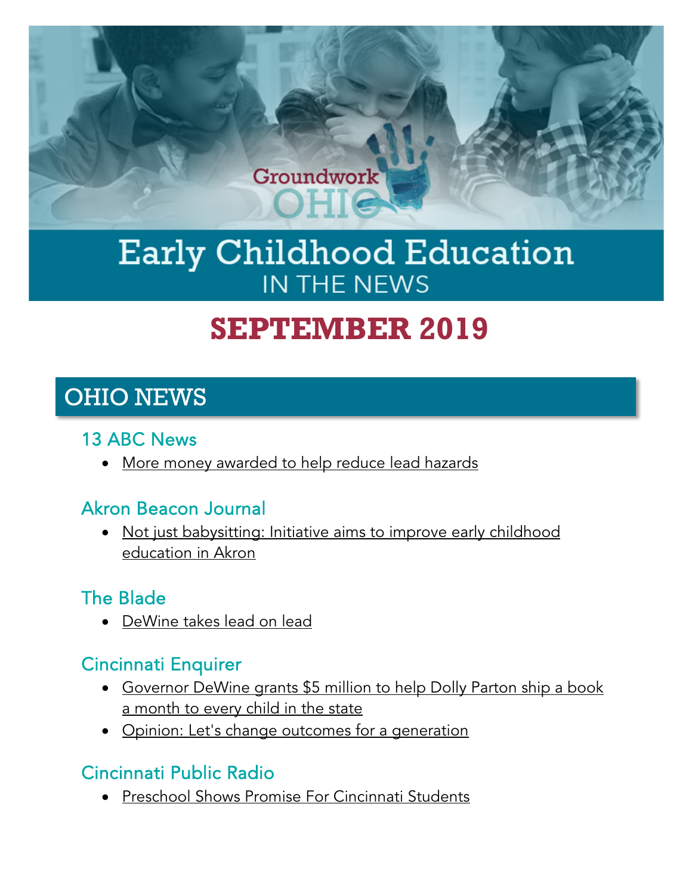Groundwork OHIO

# Early Childhood Education IN THE NEWS

# SEPTEMBER 2019

## OHIO NEWS

### 13 ABC News

- More money awarded to help reduce lead hazards

### Akron Beacon Journal

- Not just babysitting: Initiative aims to improve early childhood education in Akron

### The Blade

- DeWine takes lead on lead

### Cincinnati Enquirer

- Governor DeWine grants $5 million to help Dolly Parton ship a book a month to every child in the state
- Opinion: Let's change outcomes for a generation

### Cincinnati Public Radio

- Preschool Shows Promise For Cincinnati Students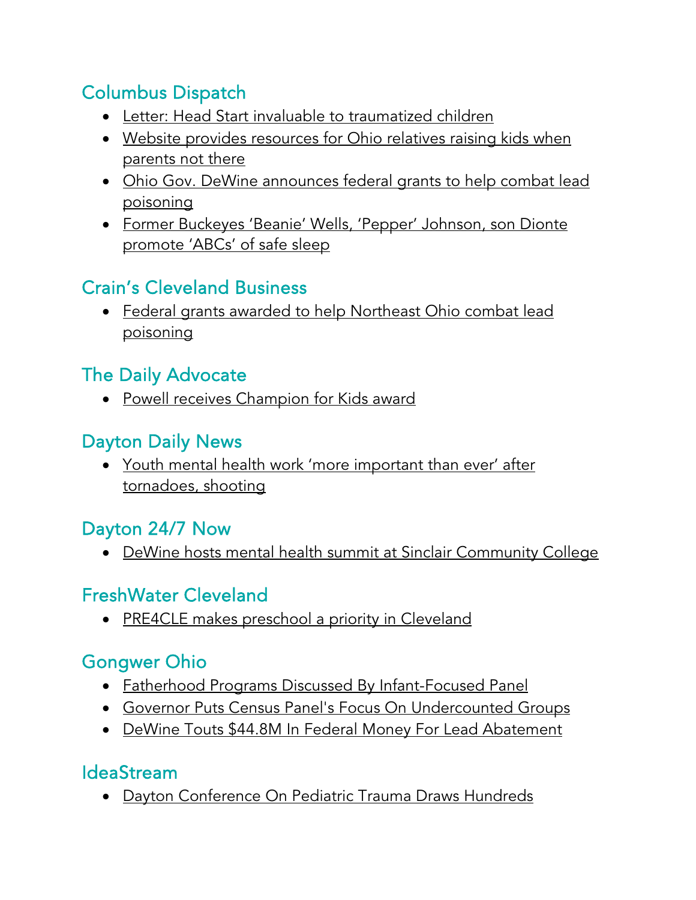## Columbus Dispatch

- Letter: Head Start invaluable to traumatized children
- Website provides resources for Ohio relatives raising kids when parents not there
- Ohio Gov. DeWine announces federal grants to help combat lead poisoning
- Former Buckeyes 'Beanie' Wells, 'Pepper' Johnson, son Dionte promote 'ABCs' of safe sleep

## Crain's Cleveland Business

- Federal grants awarded to help Northeast Ohio combat lead poisoning

## The Daily Advocate

- Powell receives Champion for Kids award

## Dayton Daily News

- Youth mental health work 'more important than ever' after tornadoes, shooting

## Dayton 24/7 Now

- DeWine hosts mental health summit at Sinclair Community College

## FreshWater Cleveland

- PRE4CLE makes preschool a priority in Cleveland

## Gongwer Ohio

- Fatherhood Programs Discussed By Infant-Focused Panel
- Governor Puts Census Panel's Focus On Undercounted Groups
- DeWine Touts $44.8M In Federal Money For Lead Abatement

## IdeaStream

- Dayton Conference On Pediatric Trauma Draws Hundreds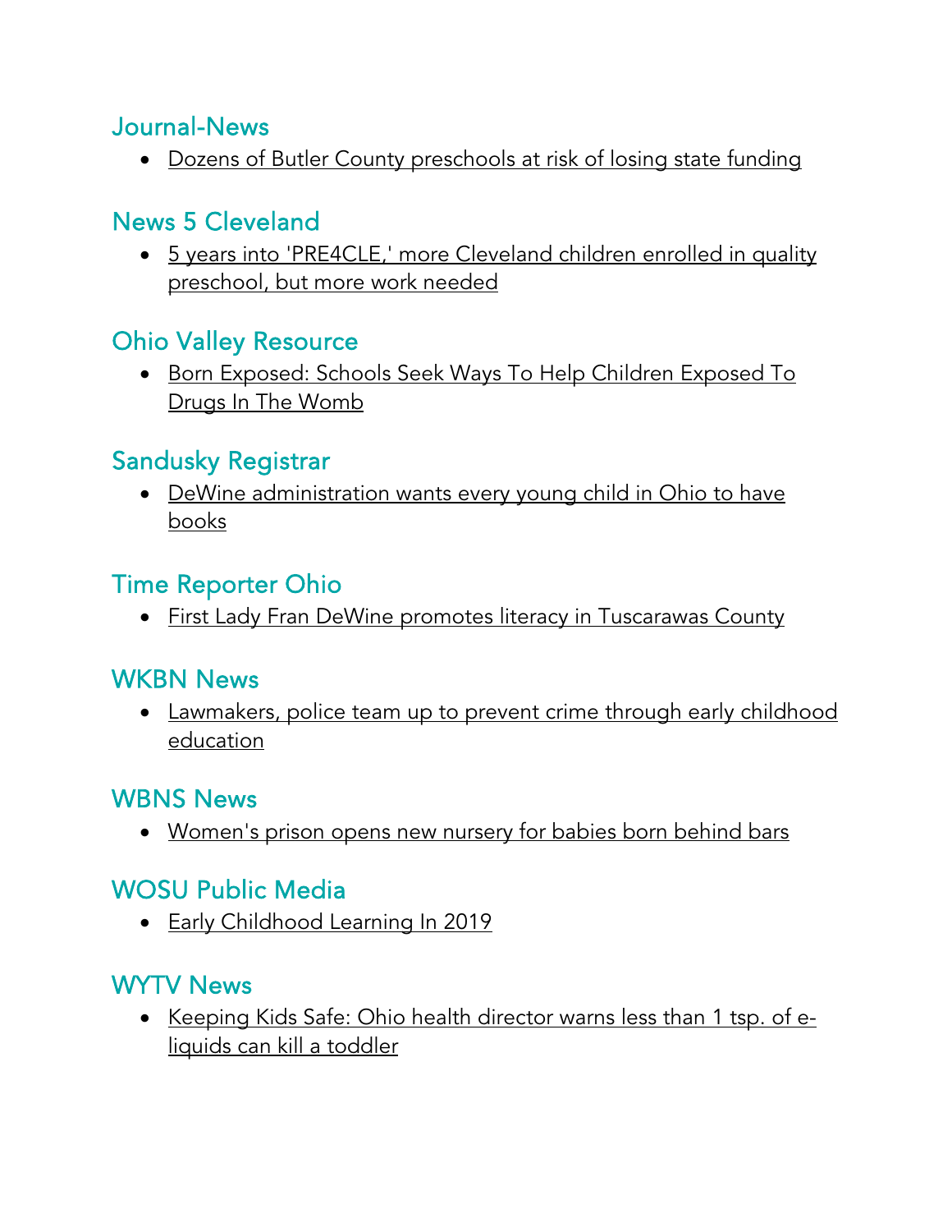## Journal-News

- Dozens of Butler County preschools at risk of losing state funding

## News 5 Cleveland

- 5 years into 'PRE4CLE,' more Cleveland children enrolled in quality preschool, but more work needed

## Ohio Valley Resource

- Born Exposed: Schools Seek Ways To Help Children Exposed To Drugs In The Womb

## Sandusky Registrar

- DeWine administration wants every young child in Ohio to have books

## Time Reporter Ohio

- First Lady Fran DeWine promotes literacy in Tuscarawas County

## WKBN News

- Lawmakers, police team up to prevent crime through early childhood education

## WBNS News

- Women's prison opens new nursery for babies born behind bars

## WOSU Public Media

- Early Childhood Learning In 2019

## WYTV News

- Keeping Kids Safe: Ohio health director warns less than 1 tsp. of e-liquids can kill a toddler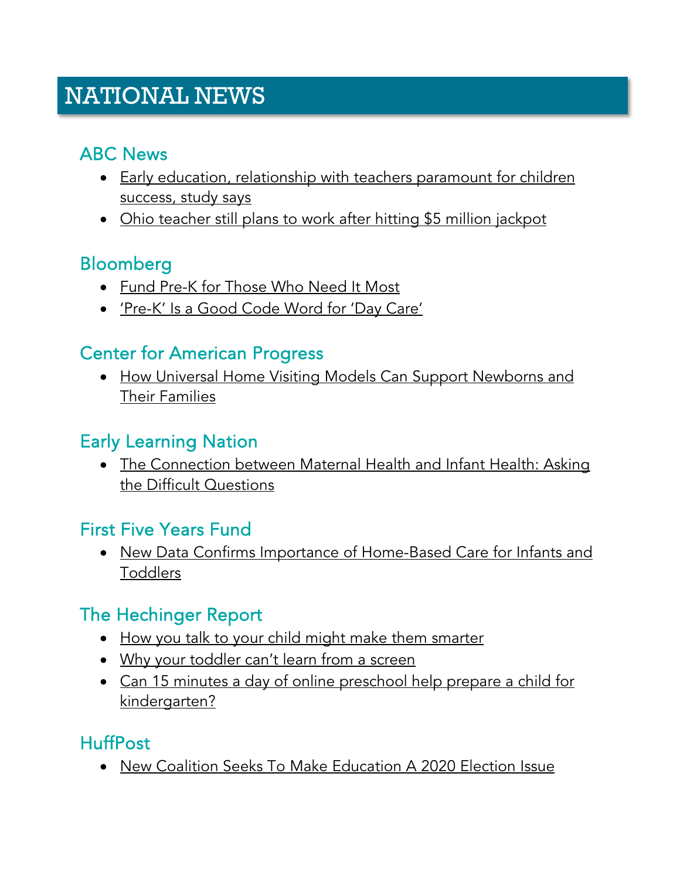# NATIONAL NEWS

## ABC News

- Early education, relationship with teachers paramount for children success, study says
- Ohio teacher still plans to work after hitting $5 million jackpot

## Bloomberg

- Fund Pre-K for Those Who Need It Most
- 'Pre-K' Is a Good Code Word for 'Day Care'

## Center for American Progress

- How Universal Home Visiting Models Can Support Newborns and Their Families

## Early Learning Nation

- The Connection between Maternal Health and Infant Health: Asking the Difficult Questions

## First Five Years Fund

- New Data Confirms Importance of Home-Based Care for Infants and Toddlers

## The Hechinger Report

- How you talk to your child might make them smarter
- Why your toddler can't learn from a screen
- Can 15 minutes a day of online preschool help prepare a child for kindergarten?

## HuffPost

- New Coalition Seeks To Make Education A 2020 Election Issue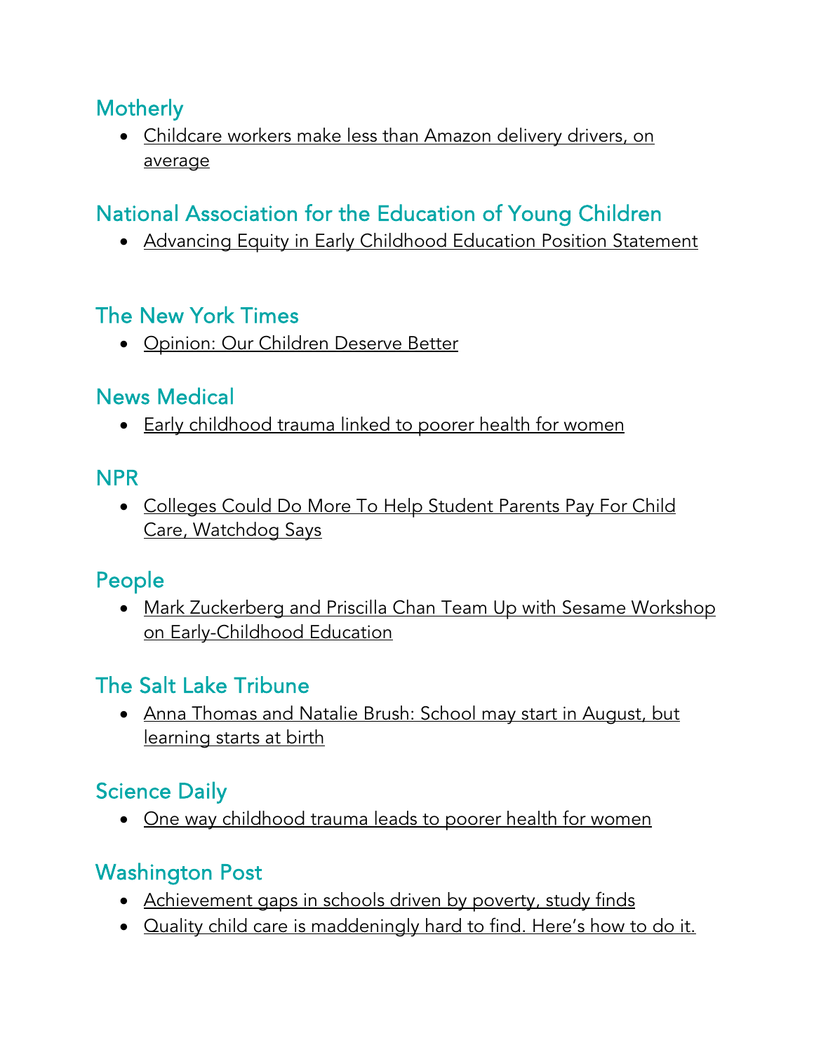## Motherly

- Childcare workers make less than Amazon delivery drivers, on average

## National Association for the Education of Young Children

- Advancing Equity in Early Childhood Education Position Statement

## The New York Times

- Opinion: Our Children Deserve Better

## News Medical

- Early childhood trauma linked to poorer health for women

## NPR

- Colleges Could Do More To Help Student Parents Pay For Child Care, Watchdog Says

## People

- Mark Zuckerberg and Priscilla Chan Team Up with Sesame Workshop on Early-Childhood Education

## The Salt Lake Tribune

- Anna Thomas and Natalie Brush: School may start in August, but learning starts at birth

## Science Daily

- One way childhood trauma leads to poorer health for women

## Washington Post

- Achievement gaps in schools driven by poverty, study finds
- Quality child care is maddeningly hard to find. Here's how to do it.